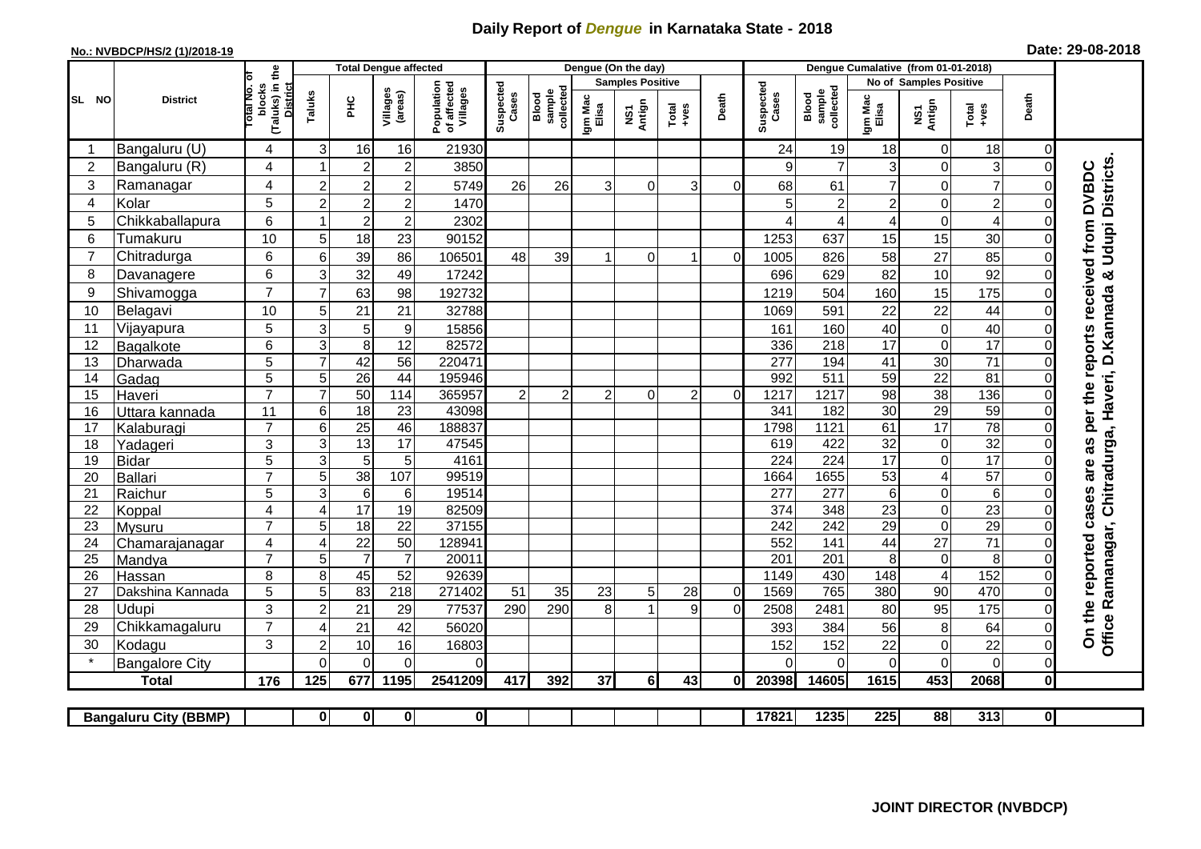# Daily Report of *Dengue* in Karnataka State - 2018

**No.: NVBDCP/HS/2 (1)/2018-19**

**Date: 29-08-2018**

| SL NO | District | Total No. of blocks (Taluks) in the District | Total Dengue affected | | | | Dengue (On the day) | | | | | | | Dengue Cumalative (from 01-01-2018) | | | | | | | |
|---|---|---|---|---|---|---|---|---|---|---|---|---|---|---|---|---|---|---|---|---|
| | | | Taluks | PHC | Villages (areas) | Population of affected Villages | Suspected Cases | Blood sample collected | Samples Positive | | | Death | Suspected Cases | Blood sample collected | No of Samples Positive | | | Death | |
| | | | | | | | | | Igm Mac Elisa | NS1 Antign | Total +ves | | | | Igm Mac Elisa | NS1 Antign | Total +ves | | |
| 1 | Bangaluru (U) | 4 | 3 | 16 | 16 | 21930 | | | | | | | 24 | 19 | 18 | 0 | 18 | 0 | On the reported cases are as per the reports received from DVBDC Office Ramanagar, Chitradurga, Haveri, D.Kannada & Udupi Districts. |
| 2 | Bangaluru (R) | 4 | 1 | 2 | 2 | 3850 | | | | | | | 9 | 7 | 3 | 0 | 3 | 0 | |
| 3 | Ramanagar | 4 | 2 | 2 | 2 | 5749 | 26 | 26 | 3 | 0 | 3 | 0 | 68 | 61 | 7 | 0 | 7 | 0 | |
| 4 | Kolar | 5 | 2 | 2 | 2 | 1470 | | | | | | | 5 | 2 | 2 | 0 | 2 | 0 | |
| 5 | Chikkaballapura | 6 | 1 | 2 | 2 | 2302 | | | | | | | 4 | 4 | 4 | 0 | 4 | 0 | |
| 6 | Tumakuru | 10 | 5 | 18 | 23 | 90152 | | | | | | | 1253 | 637 | 15 | 15 | 30 | 0 | |
| 7 | Chitradurga | 6 | 6 | 39 | 86 | 106501 | 48 | 39 | 1 | 0 | 1 | 0 | 1005 | 826 | 58 | 27 | 85 | 0 | |
| 8 | Davanagere | 6 | 3 | 32 | 49 | 17242 | | | | | | | 696 | 629 | 82 | 10 | 92 | 0 | |
| 9 | Shivamogga | 7 | 7 | 63 | 98 | 192732 | | | | | | | 1219 | 504 | 160 | 15 | 175 | 0 | |
| 10 | Belagavi | 10 | 5 | 21 | 21 | 32788 | | | | | | | 1069 | 591 | 22 | 22 | 44 | 0 | |
| 11 | Vijayapura | 5 | 3 | 5 | 9 | 15856 | | | | | | | 161 | 160 | 40 | 0 | 40 | 0 | |
| 12 | Bagalkote | 6 | 3 | 8 | 12 | 82572 | | | | | | | 336 | 218 | 17 | 0 | 17 | 0 | |
| 13 | Dharwada | 5 | 7 | 42 | 56 | 220471 | | | | | | | 277 | 194 | 41 | 30 | 71 | 0 | |
| 14 | Gadag | 5 | 5 | 26 | 44 | 195946 | | | | | | | 992 | 511 | 59 | 22 | 81 | 0 | |
| 15 | Haveri | 7 | 7 | 50 | 114 | 365957 | 2 | 2 | 2 | 0 | 2 | 0 | 1217 | 1217 | 98 | 38 | 136 | 0 | |
| 16 | Uttara kannada | 11 | 6 | 18 | 23 | 43098 | | | | | | | 341 | 182 | 30 | 29 | 59 | 0 | |
| 17 | Kalaburagi | 7 | 6 | 25 | 46 | 188837 | | | | | | | 1798 | 1121 | 61 | 17 | 78 | 0 | |
| 18 | Yadageri | 3 | 3 | 13 | 17 | 47545 | | | | | | | 619 | 422 | 32 | 0 | 32 | 0 | |
| 19 | Bidar | 5 | 3 | 5 | 5 | 4161 | | | | | | | 224 | 224 | 17 | 0 | 17 | 0 | |
| 20 | Ballari | 7 | 5 | 38 | 107 | 99519 | | | | | | | 1664 | 1655 | 53 | 4 | 57 | 0 | |
| 21 | Raichur | 5 | 3 | 6 | 6 | 19514 | | | | | | | 277 | 277 | 6 | 0 | 6 | 0 | |
| 22 | Koppal | 4 | 4 | 17 | 19 | 82509 | | | | | | | 374 | 348 | 23 | 0 | 23 | 0 | |
| 23 | Mysuru | 7 | 5 | 18 | 22 | 37155 | | | | | | | 242 | 242 | 29 | 0 | 29 | 0 | |
| 24 | Chamarajanagar | 4 | 4 | 22 | 50 | 128941 | | | | | | | 552 | 141 | 44 | 27 | 71 | 0 | |
| 25 | Mandya | 7 | 5 | 7 | 7 | 20011 | | | | | | | 201 | 201 | 8 | 0 | 8 | 0 | |
| 26 | Hassan | 8 | 8 | 45 | 52 | 92639 | | | | | | | 1149 | 430 | 148 | 4 | 152 | 0 | |
| 27 | Dakshina Kannada | 5 | 5 | 83 | 218 | 271402 | 51 | 35 | 23 | 5 | 28 | 0 | 1569 | 765 | 380 | 90 | 470 | 0 | |
| 28 | Udupi | 3 | 2 | 21 | 29 | 77537 | 290 | 290 | 8 | 1 | 9 | 0 | 2508 | 2481 | 80 | 95 | 175 | 0 | |
| 29 | Chikkamagaluru | 7 | 4 | 21 | 42 | 56020 | | | | | | | 393 | 384 | 56 | 8 | 64 | 0 | |
| 30 | Kodagu | 3 | 2 | 10 | 16 | 16803 | | | | | | | 152 | 152 | 22 | 0 | 22 | 0 | |
| * | Bangalore City | | 0 | 0 | 0 | 0 | | | | | | | 0 | 0 | 0 | 0 | 0 | 0 | |
| | **Total** | **176** | **125** | **677** | **1195** | **2541209** | **417** | **392** | **37** | **6** | **43** | **0** | **20398** | **14605** | **1615** | **453** | **2068** | **0** | |

| Bangaluru City (BBMP) | | 0 | 0 | 0 | 0 | | | | | | | 17821 | 1235 | 225 | 88 | 313 | 0 |
|---|---|---|---|---|---|---|---|---|---|---|---|---|---|---|---|---|---|

**JOINT DIRECTOR (NVBDCP)**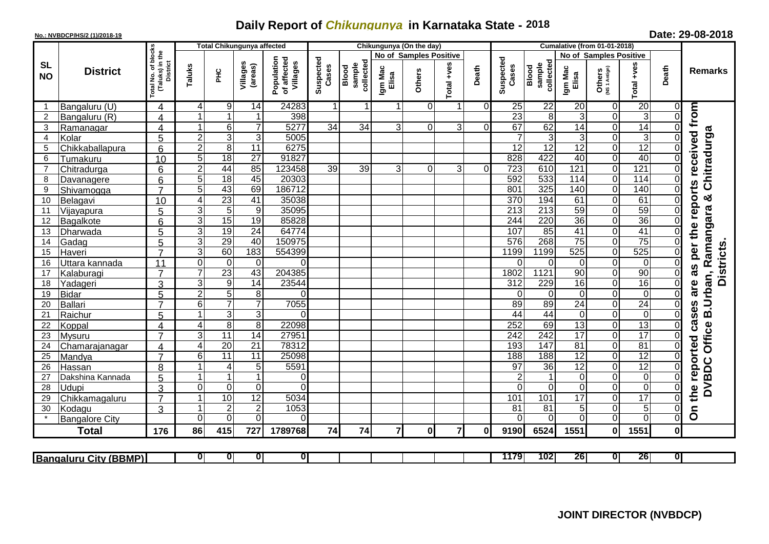# Daily Report of *Chikungunya* in Karnataka State - 2018

**No.: NVBDCP/HS/2 (1)/2018-19**

**Date: 29-08-2018**

| SL NO | District | Total No. of blocks (Taluks) in the District | Total Chikungunya affected | | | | Chikungunya (On the day) | | | | | | Cumalative (from 01-01-2018) | | | | | | Remarks |
|---|---|---|---|---|---|---|---|---|---|---|---|---|---|---|---|---|---|---|---|
| | | | Taluks | PHC | Villages (areas) | Population of affected Villages | Suspected Cases | Blood sample collected | No of Samples Positive | | | Death | Suspected Cases | Blood sample collected | No of Samples Positive | | | Death | |
| | | | | | | | | | Igm Mac Elisa | Others | Total +ves | | | | Igm Mac Elisa | Others (NS 1 Antign) | Total +ves | | |
| 1 | Bangaluru (U) | 4 | 4 | 9 | 14 | 24283 | 1 | 1 | 1 | 0 | 1 | 0 | 25 | 22 | 20 | 0 | 20 | 0 | On the reported cases are as per the reports received from DVBDC Office B.Urban, Ramangara & Chitradurga Districts. |
| 2 | Bangaluru (R) | 4 | 1 | 1 | 1 | 398 | | | | | | | 23 | 8 | 3 | 0 | 3 | 0 | |
| 3 | Ramanagar | 4 | 1 | 6 | 7 | 5277 | 34 | 34 | 3 | 0 | 3 | 0 | 67 | 62 | 14 | 0 | 14 | 0 | |
| 4 | Kolar | 5 | 2 | 3 | 3 | 5005 | | | | | | | 7 | 3 | 3 | 0 | 3 | 0 | |
| 5 | Chikkaballapura | 6 | 2 | 8 | 11 | 6275 | | | | | | | 12 | 12 | 12 | 0 | 12 | 0 | |
| 6 | Tumakuru | 10 | 5 | 18 | 27 | 91827 | | | | | | | 828 | 422 | 40 | 0 | 40 | 0 | |
| 7 | Chitradurga | 6 | 2 | 44 | 85 | 123458 | 39 | 39 | 3 | 0 | 3 | 0 | 723 | 610 | 121 | 0 | 121 | 0 | |
| 8 | Davanagere | 6 | 5 | 18 | 45 | 20303 | | | | | | | 592 | 533 | 114 | 0 | 114 | 0 | |
| 9 | Shivamogga | 7 | 5 | 43 | 69 | 186712 | | | | | | | 801 | 325 | 140 | 0 | 140 | 0 | |
| 10 | Belagavi | 10 | 4 | 23 | 41 | 35038 | | | | | | | 370 | 194 | 61 | 0 | 61 | 0 | |
| 11 | Vijayapura | 5 | 3 | 5 | 9 | 35095 | | | | | | | 213 | 213 | 59 | 0 | 59 | 0 | |
| 12 | Bagalkote | 6 | 3 | 15 | 19 | 85828 | | | | | | | 244 | 220 | 36 | 0 | 36 | 0 | |
| 13 | Dharwada | 5 | 3 | 19 | 24 | 64774 | | | | | | | 107 | 85 | 41 | 0 | 41 | 0 | |
| 14 | Gadag | 5 | 3 | 29 | 40 | 150975 | | | | | | | 576 | 268 | 75 | 0 | 75 | 0 | |
| 15 | Haveri | 7 | 3 | 60 | 183 | 554399 | | | | | | | 1199 | 1199 | 525 | 0 | 525 | 0 | |
| 16 | Uttara kannada | 11 | 0 | 0 | 0 | 0 | | | | | | | 0 | 0 | 0 | 0 | 0 | 0 | |
| 17 | Kalaburagi | 7 | 7 | 23 | 43 | 204385 | | | | | | | 1802 | 1121 | 90 | 0 | 90 | 0 | |
| 18 | Yadageri | 3 | 3 | 9 | 14 | 23544 | | | | | | | 312 | 229 | 16 | 0 | 16 | 0 | |
| 19 | Bidar | 5 | 2 | 5 | 8 | 0 | | | | | | | 0 | 0 | 0 | 0 | 0 | 0 | |
| 20 | Ballari | 7 | 6 | 7 | 7 | 7055 | | | | | | | 89 | 89 | 24 | 0 | 24 | 0 | |
| 21 | Raichur | 5 | 1 | 3 | 3 | 0 | | | | | | | 44 | 44 | 0 | 0 | 0 | 0 | |
| 22 | Koppal | 4 | 4 | 8 | 8 | 22098 | | | | | | | 252 | 69 | 13 | 0 | 13 | 0 | |
| 23 | Mysuru | 7 | 3 | 11 | 14 | 27951 | | | | | | | 242 | 242 | 17 | 0 | 17 | 0 | |
| 24 | Chamarajanagar | 4 | 4 | 20 | 21 | 78312 | | | | | | | 193 | 147 | 81 | 0 | 81 | 0 | |
| 25 | Mandya | 7 | 6 | 11 | 11 | 25098 | | | | | | | 188 | 188 | 12 | 0 | 12 | 0 | |
| 26 | Hassan | 8 | 1 | 4 | 5 | 5591 | | | | | | | 97 | 36 | 12 | 0 | 12 | 0 | |
| 27 | Dakshina Kannada | 5 | 1 | 1 | 1 | 0 | | | | | | | 2 | 1 | 0 | 0 | 0 | 0 | |
| 28 | Udupi | 3 | 0 | 0 | 0 | 0 | | | | | | | 0 | 0 | 0 | 0 | 0 | 0 | |
| 29 | Chikkamagaluru | 7 | 1 | 10 | 12 | 5034 | | | | | | | 101 | 101 | 17 | 0 | 17 | 0 | |
| 30 | Kodagu | 3 | 1 | 2 | 2 | 1053 | | | | | | | 81 | 81 | 5 | 0 | 5 | 0 | |
| * | Bangalore City | | 0 | 0 | 0 | 0 | | | | | | | 0 | 0 | 0 | 0 | 0 | 0 | |
| **Total** | | **176** | **86** | **415** | **727** | **1789768** | **74** | **74** | **7** | **0** | **7** | **0** | **9190** | **6524** | **1551** | **0** | **1551** | **0** | |

| | | | | | | | | | | | | | | | | | | |
|---|---|---|---|---|---|---|---|---|---|---|---|---|---|---|---|---|---|---|
| **Bangaluru City (BBMP)** | | 0 | 0 | 0 | 0 | | | | | | | 1179 | 102 | 26 | 0 | 26 | 0 | |

**JOINT DIRECTOR (NVBDCP)**